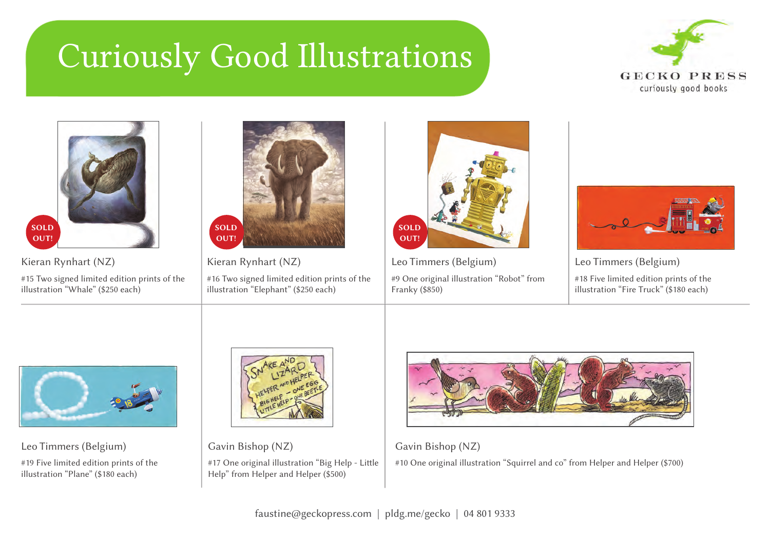# Curiously Good Illustrations

GECKO PRESS
curiously good books

SOLD OUT!

Kieran Rynhart (NZ)

#15 Two signed limited edition prints of the illustration "Whale" ($250 each)

SOLD OUT!

Kieran Rynhart (NZ)

#16 Two signed limited edition prints of the illustration "Elephant" ($250 each)

SOLD OUT!

Leo Timmers (Belgium)

#9 One original illustration "Robot" from Franky ($850)

Leo Timmers (Belgium)

#18 Five limited edition prints of the illustration "Fire Truck" ($180 each)

Leo Timmers (Belgium)

#19 Five limited edition prints of the illustration "Plane" ($180 each)

Gavin Bishop (NZ)

#17 One original illustration "Big Help - Little Help" from Helper and Helper ($500)

Gavin Bishop (NZ)

#10 One original illustration "Squirrel and co" from Helper and Helper ($700)

faustine@geckopress.com | pldg.me/gecko | 04 801 9333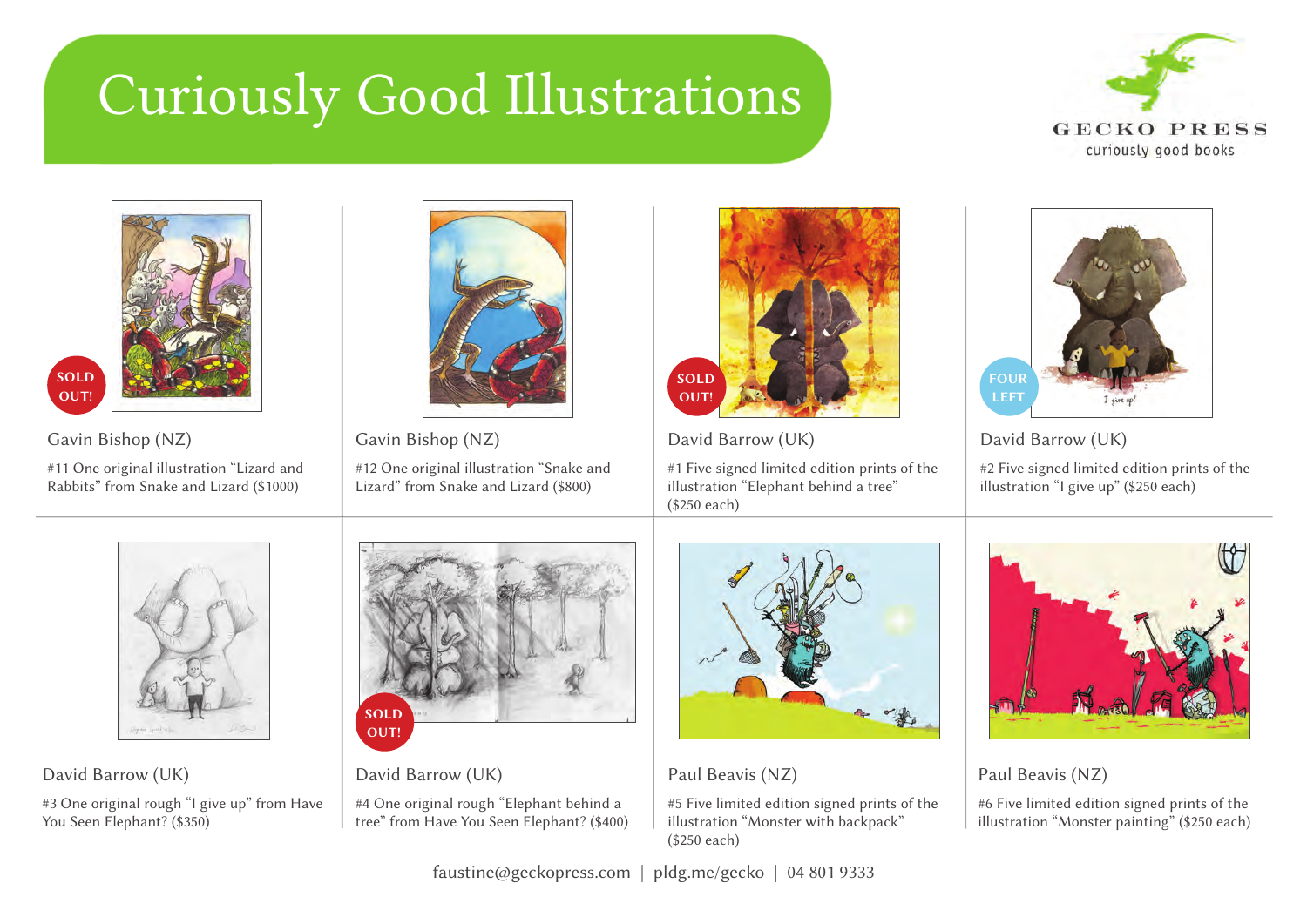# Curiously Good Illustrations

GECKO PRESS
curiously good books

SOLD OUT!

Gavin Bishop (NZ)

#11 One original illustration "Lizard and Rabbits" from Snake and Lizard ($1000)

Gavin Bishop (NZ)

#12 One original illustration "Snake and Lizard" from Snake and Lizard ($800)

SOLD OUT!

David Barrow (UK)

#1 Five signed limited edition prints of the illustration "Elephant behind a tree" ($250 each)

FOUR LEFT

David Barrow (UK)

#2 Five signed limited edition prints of the illustration "I give up" ($250 each)

David Barrow (UK)

#3 One original rough "I give up" from Have You Seen Elephant? ($350)

SOLD OUT!

David Barrow (UK)

#4 One original rough "Elephant behind a tree" from Have You Seen Elephant? ($400)

Paul Beavis (NZ)

#5 Five limited edition signed prints of the illustration "Monster with backpack" ($250 each)

Paul Beavis (NZ)

#6 Five limited edition signed prints of the illustration "Monster painting" ($250 each)

faustine@geckopress.com | pldg.me/gecko | 04 801 9333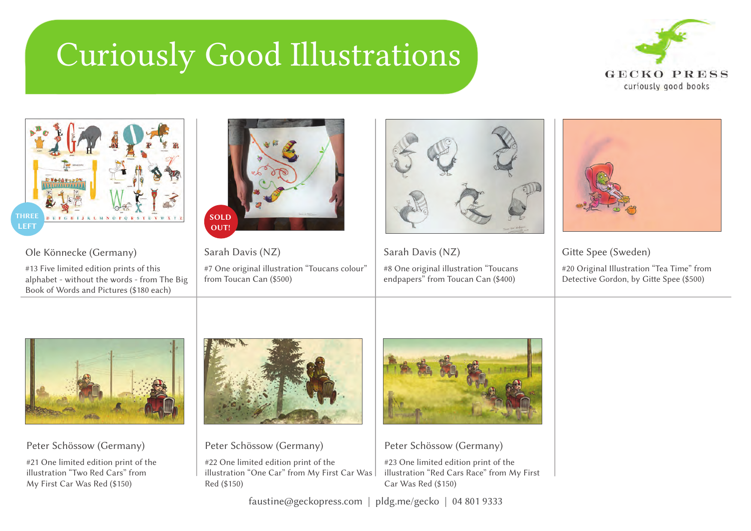# Curiously Good Illustrations

GECKO PRESS
curiously good books

THREE LEFT

Ole Könnecke (Germany)

#13 Five limited edition prints of this alphabet - without the words - from The Big Book of Words and Pictures ($180 each)

SOLD OUT!

Sarah Davis (NZ)

#7 One original illustration “Toucans colour” from Toucan Can ($500)

Sarah Davis (NZ)

#8 One original illustration “Toucans endpapers” from Toucan Can ($400)

Gitte Spee (Sweden)

#20 Original Illustration “Tea Time” from Detective Gordon, by Gitte Spee ($500)

Peter Schössow (Germany)

#21 One limited edition print of the illustration “Two Red Cars” from My First Car Was Red ($150)

Peter Schössow (Germany)

#22 One limited edition print of the illustration “One Car” from My First Car Was Red ($150)

Peter Schössow (Germany)

#23 One limited edition print of the illustration “Red Cars Race” from My First Car Was Red ($150)

faustine@geckopress.com | pldg.me/gecko | 04 801 9333